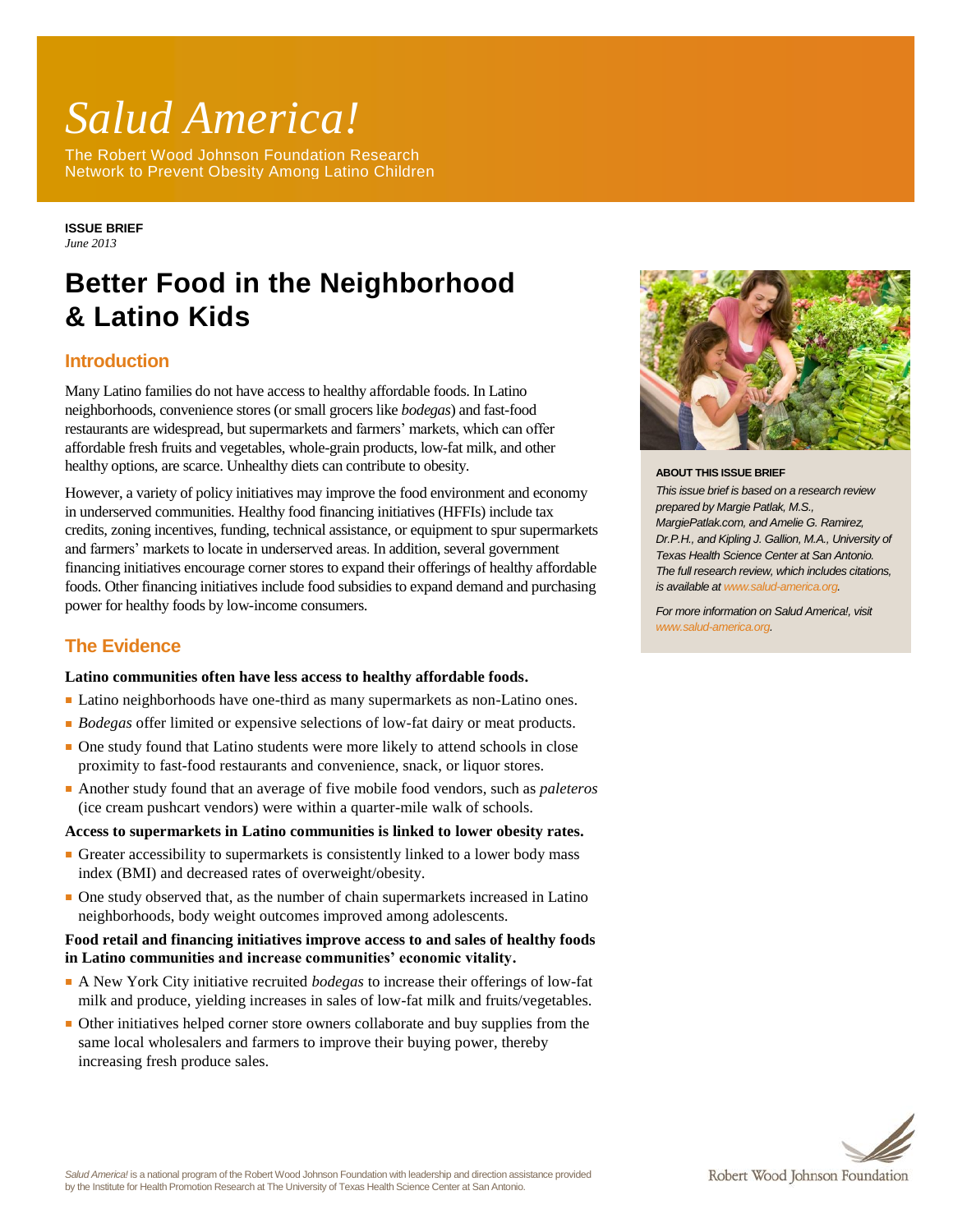# *Salud America!*

The Robert Wood Johnson Foundation Research Network to Prevent Obesity Among Latino Children

**ISSUE BRIEF**
*June 2013*

# Better Food in the Neighborhood & Latino Kids

## Introduction

Many Latino families do not have access to healthy affordable foods. In Latino neighborhoods, convenience stores (or small grocers like *bodegas*) and fast-food restaurants are widespread, but supermarkets and farmers' markets, which can offer affordable fresh fruits and vegetables, whole-grain products, low-fat milk, and other healthy options, are scarce. Unhealthy diets can contribute to obesity.

However, a variety of policy initiatives may improve the food environment and economy in underserved communities. Healthy food financing initiatives (HFFIs) include tax credits, zoning incentives, funding, technical assistance, or equipment to spur supermarkets and farmers' markets to locate in underserved areas. In addition, several government financing initiatives encourage corner stores to expand their offerings of healthy affordable foods. Other financing initiatives include food subsidies to expand demand and purchasing power for healthy foods by low-income consumers.

**ABOUT THIS ISSUE BRIEF**

*This issue brief is based on a research review prepared by Margie Patlak, M.S., MargiePatlak.com, and Amelie G. Ramirez, Dr.P.H., and Kipling J. Gallion, M.A., University of Texas Health Science Center at San Antonio. The full research review, which includes citations, is available at www.salud-america.org.*

*For more information on Salud America!, visit www.salud-america.org.*

## The Evidence

**Latino communities often have less access to healthy affordable foods.**

- Latino neighborhoods have one-third as many supermarkets as non-Latino ones.
- *Bodegas* offer limited or expensive selections of low-fat dairy or meat products.
- One study found that Latino students were more likely to attend schools in close proximity to fast-food restaurants and convenience, snack, or liquor stores.
- Another study found that an average of five mobile food vendors, such as *paleteros* (ice cream pushcart vendors) were within a quarter-mile walk of schools.

**Access to supermarkets in Latino communities is linked to lower obesity rates.**

- Greater accessibility to supermarkets is consistently linked to a lower body mass index (BMI) and decreased rates of overweight/obesity.
- One study observed that, as the number of chain supermarkets increased in Latino neighborhoods, body weight outcomes improved among adolescents.

**Food retail and financing initiatives improve access to and sales of healthy foods in Latino communities and increase communities' economic vitality.**

- A New York City initiative recruited *bodegas* to increase their offerings of low-fat milk and produce, yielding increases in sales of low-fat milk and fruits/vegetables.
- Other initiatives helped corner store owners collaborate and buy supplies from the same local wholesalers and farmers to improve their buying power, thereby increasing fresh produce sales.

*Salud America!* is a national program of the Robert Wood Johnson Foundation with leadership and direction assistance provided by the Institute for Health Promotion Research at The University of Texas Health Science Center at San Antonio.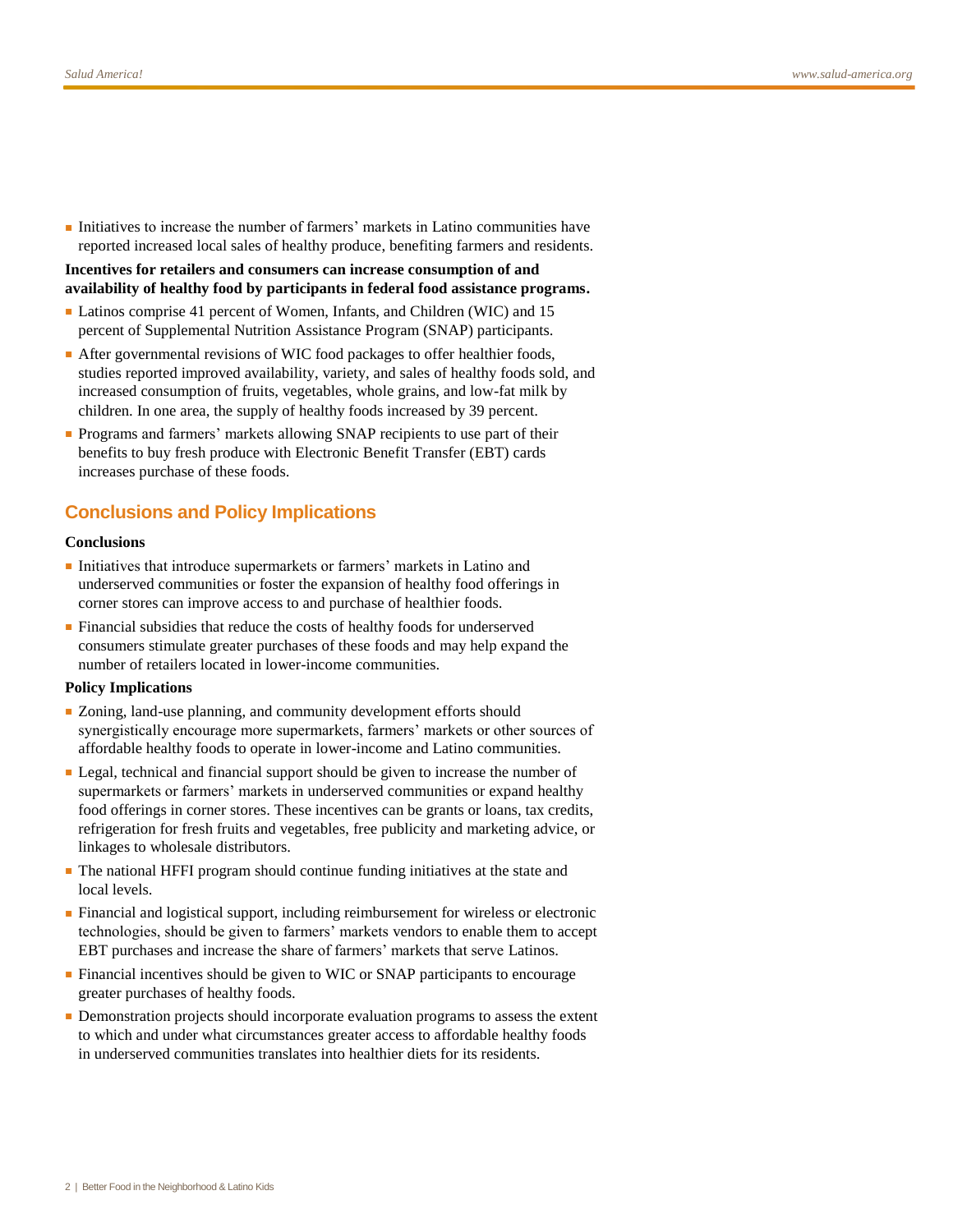- Initiatives to increase the number of farmers' markets in Latino communities have reported increased local sales of healthy produce, benefiting farmers and residents.

**Incentives for retailers and consumers can increase consumption of and availability of healthy food by participants in federal food assistance programs.**

- Latinos comprise 41 percent of Women, Infants, and Children (WIC) and 15 percent of Supplemental Nutrition Assistance Program (SNAP) participants.
- After governmental revisions of WIC food packages to offer healthier foods, studies reported improved availability, variety, and sales of healthy foods sold, and increased consumption of fruits, vegetables, whole grains, and low-fat milk by children. In one area, the supply of healthy foods increased by 39 percent.
- Programs and farmers' markets allowing SNAP recipients to use part of their benefits to buy fresh produce with Electronic Benefit Transfer (EBT) cards increases purchase of these foods.

## Conclusions and Policy Implications

**Conclusions**

- Initiatives that introduce supermarkets or farmers' markets in Latino and underserved communities or foster the expansion of healthy food offerings in corner stores can improve access to and purchase of healthier foods.
- Financial subsidies that reduce the costs of healthy foods for underserved consumers stimulate greater purchases of these foods and may help expand the number of retailers located in lower-income communities.

**Policy Implications**

- Zoning, land-use planning, and community development efforts should synergistically encourage more supermarkets, farmers' markets or other sources of affordable healthy foods to operate in lower-income and Latino communities.
- Legal, technical and financial support should be given to increase the number of supermarkets or farmers' markets in underserved communities or expand healthy food offerings in corner stores. These incentives can be grants or loans, tax credits, refrigeration for fresh fruits and vegetables, free publicity and marketing advice, or linkages to wholesale distributors.
- The national HFFI program should continue funding initiatives at the state and local levels.
- Financial and logistical support, including reimbursement for wireless or electronic technologies, should be given to farmers' markets vendors to enable them to accept EBT purchases and increase the share of farmers' markets that serve Latinos.
- Financial incentives should be given to WIC or SNAP participants to encourage greater purchases of healthy foods.
- Demonstration projects should incorporate evaluation programs to assess the extent to which and under what circumstances greater access to affordable healthy foods in underserved communities translates into healthier diets for its residents.